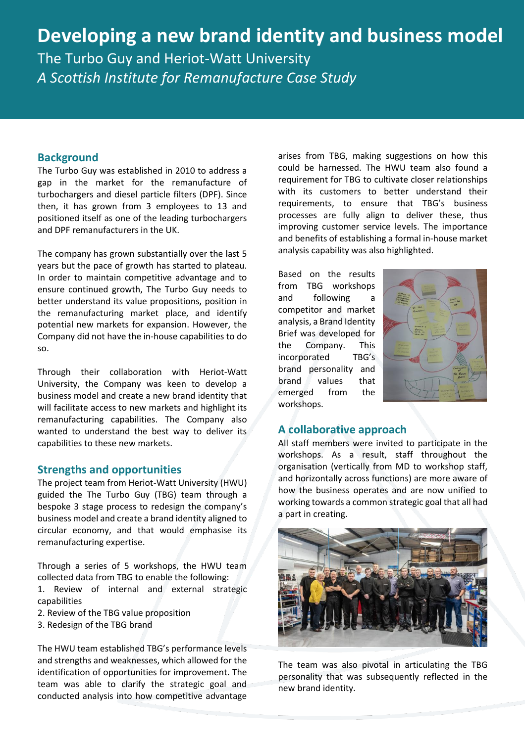# Developing a new brand identity and business model

The Turbo Guy and Heriot-Watt University

*A Scottish Institute for Remanufacture Case Study*

## Background

The Turbo Guy was established in 2010 to address a gap in the market for the remanufacture of turbochargers and diesel particle filters (DPF). Since then, it has grown from 3 employees to 13 and positioned itself as one of the leading turbochargers and DPF remanufacturers in the UK.

The company has grown substantially over the last 5 years but the pace of growth has started to plateau. In order to maintain competitive advantage and to ensure continued growth, The Turbo Guy needs to better understand its value propositions, position in the remanufacturing market place, and identify potential new markets for expansion. However, the Company did not have the in-house capabilities to do so.

Through their collaboration with Heriot-Watt University, the Company was keen to develop a business model and create a new brand identity that will facilitate access to new markets and highlight its remanufacturing capabilities. The Company also wanted to understand the best way to deliver its capabilities to these new markets.

## Strengths and opportunities

The project team from Heriot-Watt University (HWU) guided the The Turbo Guy (TBG) team through a bespoke 3 stage process to redesign the company's business model and create a brand identity aligned to circular economy, and that would emphasise its remanufacturing expertise.

Through a series of 5 workshops, the HWU team collected data from TBG to enable the following:

1. Review of internal and external strategic capabilities
2. Review of the TBG value proposition
3. Redesign of the TBG brand

The HWU team established TBG's performance levels and strengths and weaknesses, which allowed for the identification of opportunities for improvement. The team was able to clarify the strategic goal and conducted analysis into how competitive advantage arises from TBG, making suggestions on how this could be harnessed. The HWU team also found a requirement for TBG to cultivate closer relationships with its customers to better understand their requirements, to ensure that TBG's business processes are fully align to deliver these, thus improving customer service levels. The importance and benefits of establishing a formal in-house market analysis capability was also highlighted.

Based on the results from TBG workshops and following a competitor and market analysis, a Brand Identity Brief was developed for the Company. This incorporated TBG's brand personality and brand values that emerged from the workshops.

## A collaborative approach

All staff members were invited to participate in the workshops. As a result, staff throughout the organisation (vertically from MD to workshop staff, and horizontally across functions) are more aware of how the business operates and are now unified to working towards a common strategic goal that all had a part in creating.

The team was also pivotal in articulating the TBG personality that was subsequently reflected in the new brand identity.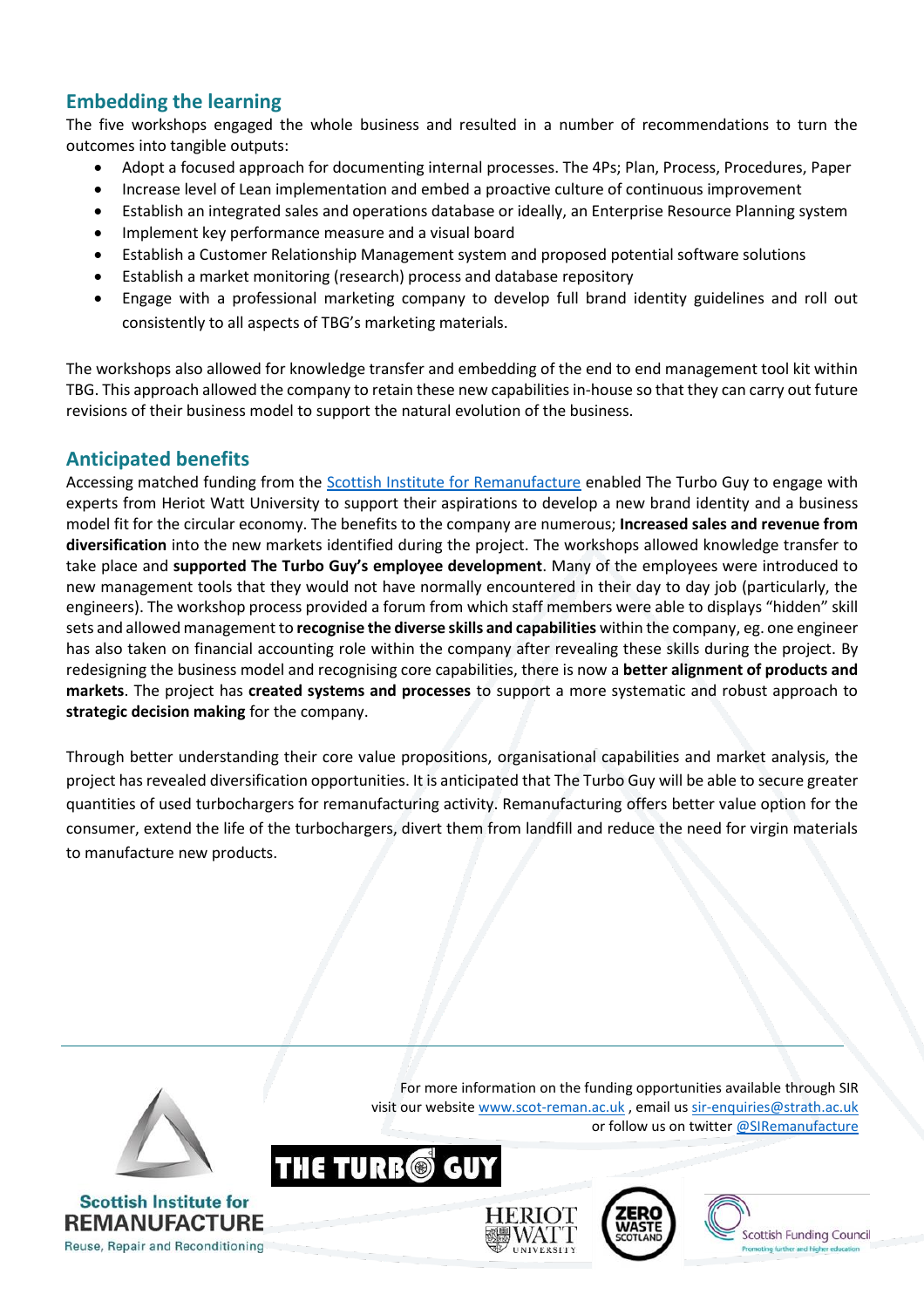## Embedding the learning

The five workshops engaged the whole business and resulted in a number of recommendations to turn the outcomes into tangible outputs:

- Adopt a focused approach for documenting internal processes. The 4Ps; Plan, Process, Procedures, Paper
- Increase level of Lean implementation and embed a proactive culture of continuous improvement
- Establish an integrated sales and operations database or ideally, an Enterprise Resource Planning system
- Implement key performance measure and a visual board
- Establish a Customer Relationship Management system and proposed potential software solutions
- Establish a market monitoring (research) process and database repository
- Engage with a professional marketing company to develop full brand identity guidelines and roll out consistently to all aspects of TBG's marketing materials.

The workshops also allowed for knowledge transfer and embedding of the end to end management tool kit within TBG. This approach allowed the company to retain these new capabilities in-house so that they can carry out future revisions of their business model to support the natural evolution of the business.

## Anticipated benefits

Accessing matched funding from the Scottish Institute for Remanufacture enabled The Turbo Guy to engage with experts from Heriot Watt University to support their aspirations to develop a new brand identity and a business model fit for the circular economy. The benefits to the company are numerous; **Increased sales and revenue from diversification** into the new markets identified during the project. The workshops allowed knowledge transfer to take place and **supported The Turbo Guy's employee development**. Many of the employees were introduced to new management tools that they would not have normally encountered in their day to day job (particularly, the engineers). The workshop process provided a forum from which staff members were able to displays "hidden" skill sets and allowed management to **recognise the diverse skills and capabilities** within the company, eg. one engineer has also taken on financial accounting role within the company after revealing these skills during the project. By redesigning the business model and recognising core capabilities, there is now a **better alignment of products and markets**. The project has **created systems and processes** to support a more systematic and robust approach to **strategic decision making** for the company.

Through better understanding their core value propositions, organisational capabilities and market analysis, the project has revealed diversification opportunities. It is anticipated that The Turbo Guy will be able to secure greater quantities of used turbochargers for remanufacturing activity. Remanufacturing offers better value option for the consumer, extend the life of the turbochargers, divert them from landfill and reduce the need for virgin materials to manufacture new products.

For more information on the funding opportunities available through SIR visit our website www.scot-reman.ac.uk , email us sir-enquiries@strath.ac.uk or follow us on twitter @SIRemanufacture

Scottish Institute for REMANUFACTURE
Reuse, Repair and Reconditioning

THE TURBO GUY

HERIOT WATT UNIVERSITY

ZERO WASTE SCOTLAND

Scottish Funding Council
Promoting further and higher education